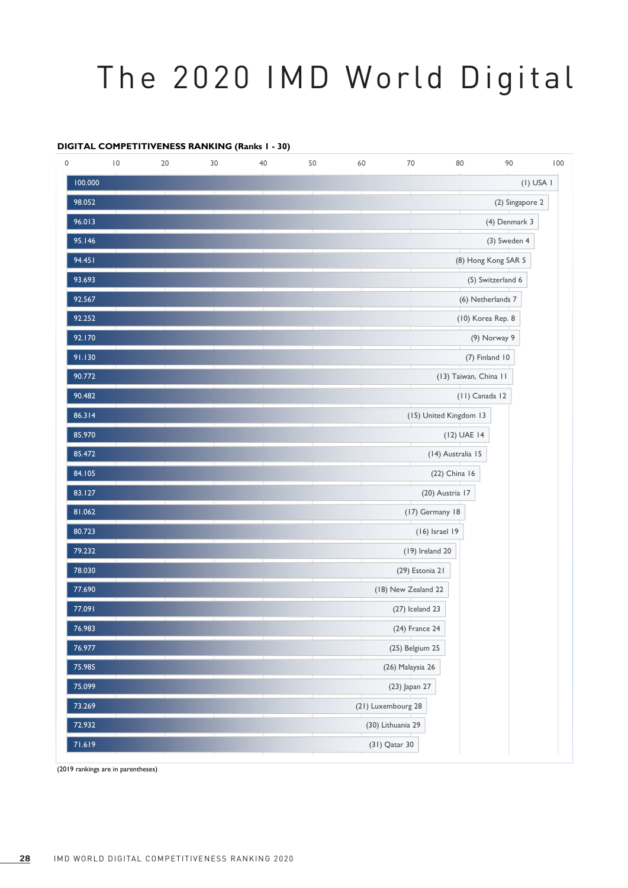# The 2020 IMD World Digital

**DIGITAL COMPETITIVENESS RANKING (Ranks 1 - 30)**

| Score | Country (2019 rank) 2020 rank |
|---|---|
| 100.000 | (1) USA 1 |
| 98.052 | (2) Singapore 2 |
| 96.013 | (4) Denmark 3 |
| 95.146 | (3) Sweden 4 |
| 94.451 | (8) Hong Kong SAR 5 |
| 93.693 | (5) Switzerland 6 |
| 92.567 | (6) Netherlands 7 |
| 92.252 | (10) Korea Rep. 8 |
| 92.170 | (9) Norway 9 |
| 91.130 | (7) Finland 10 |
| 90.772 | (13) Taiwan, China 11 |
| 90.482 | (11) Canada 12 |
| 86.314 | (15) United Kingdom 13 |
| 85.970 | (12) UAE 14 |
| 85.472 | (14) Australia 15 |
| 84.105 | (22) China 16 |
| 83.127 | (20) Austria 17 |
| 81.062 | (17) Germany 18 |
| 80.723 | (16) Israel 19 |
| 79.232 | (19) Ireland 20 |
| 78.030 | (29) Estonia 21 |
| 77.690 | (18) New Zealand 22 |
| 77.091 | (27) Iceland 23 |
| 76.983 | (24) France 24 |
| 76.977 | (25) Belgium 25 |
| 75.985 | (26) Malaysia 26 |
| 75.099 | (23) Japan 27 |
| 73.269 | (21) Luxembourg 28 |
| 72.932 | (30) Lithuania 29 |
| 71.619 | (31) Qatar 30 |

(2019 rankings are in parentheses)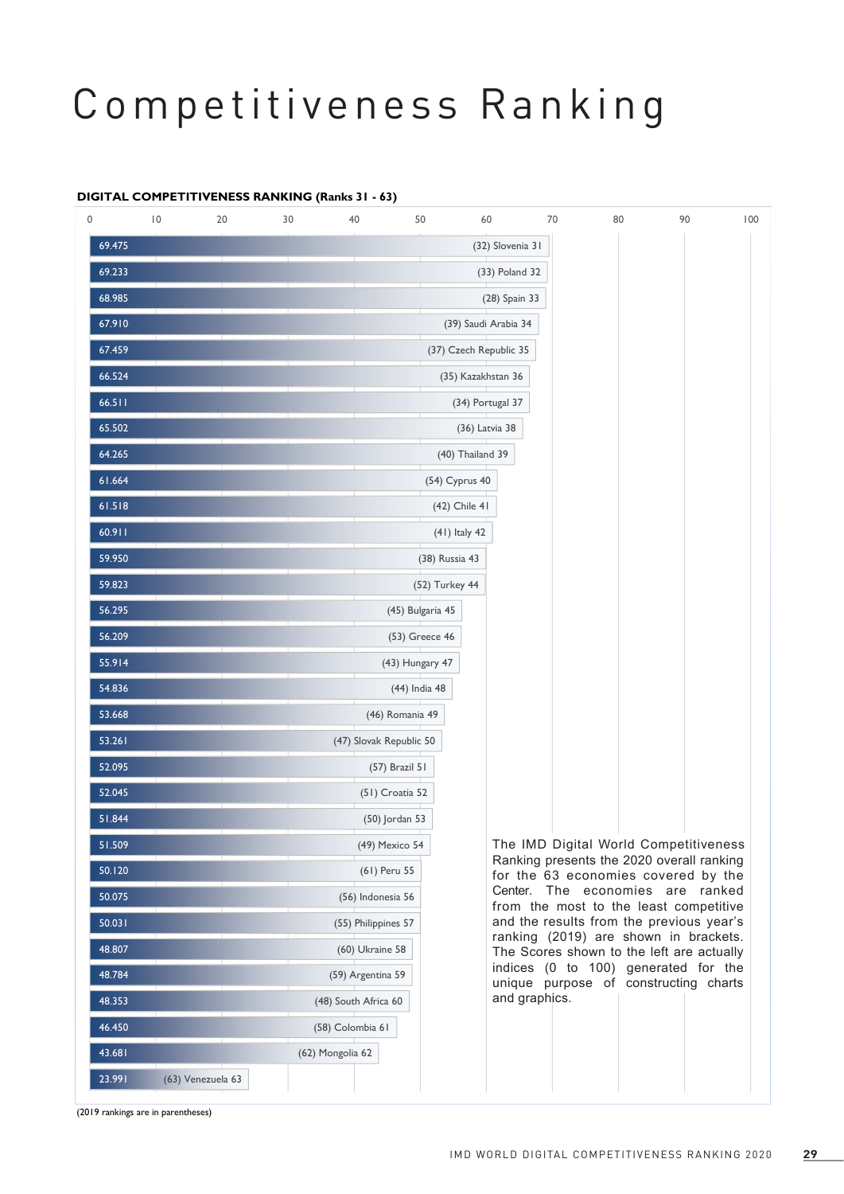# Competitiveness Ranking

**DIGITAL COMPETITIVENESS RANKING (Ranks 31 - 63)**

0 10 20 30 40 50 60 70 80 90 100

69.475 (32) Slovenia 31
69.233 (33) Poland 32
68.985 (28) Spain 33
67.910 (39) Saudi Arabia 34
67.459 (37) Czech Republic 35
66.524 (35) Kazakhstan 36
66.511 (34) Portugal 37
65.502 (36) Latvia 38
64.265 (40) Thailand 39
61.664 (54) Cyprus 40
61.518 (42) Chile 41
60.911 (41) Italy 42
59.950 (38) Russia 43
59.823 (52) Turkey 44
56.295 (45) Bulgaria 45
56.209 (53) Greece 46
55.914 (43) Hungary 47
54.836 (44) India 48
53.668 (46) Romania 49
53.261 (47) Slovak Republic 50
52.095 (57) Brazil 51
52.045 (51) Croatia 52
51.844 (50) Jordan 53
51.509 (49) Mexico 54
50.120 (61) Peru 55
50.075 (56) Indonesia 56
50.031 (55) Philippines 57
48.807 (60) Ukraine 58
48.784 (59) Argentina 59
48.353 (48) South Africa 60
46.450 (58) Colombia 61
43.681 (62) Mongolia 62
23.991 (63) Venezuela 63

The IMD Digital World Competitiveness Ranking presents the 2020 overall ranking for the 63 economies covered by the Center. The economies are ranked from the most to the least competitive and the results from the previous year's ranking (2019) are shown in brackets. The Scores shown to the left are actually indices (0 to 100) generated for the unique purpose of constructing charts and graphics.

(2019 rankings are in parentheses)